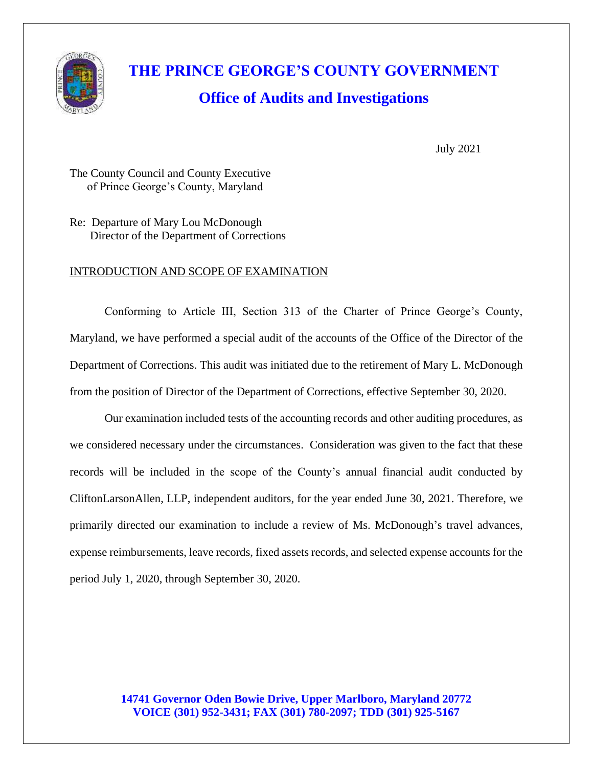# THE PRINCE GEORGE'S COUNTY GOVERNMENT

## Office of Audits and Investigations

July 2021

The County Council and County Executive
of Prince George's County, Maryland

Re: Departure of Mary Lou McDonough
Director of the Department of Corrections

INTRODUCTION AND SCOPE OF EXAMINATION

Conforming to Article III, Section 313 of the Charter of Prince George's County, Maryland, we have performed a special audit of the accounts of the Office of the Director of the Department of Corrections. This audit was initiated due to the retirement of Mary L. McDonough from the position of Director of the Department of Corrections, effective September 30, 2020.

Our examination included tests of the accounting records and other auditing procedures, as we considered necessary under the circumstances. Consideration was given to the fact that these records will be included in the scope of the County's annual financial audit conducted by CliftonLarsonAllen, LLP, independent auditors, for the year ended June 30, 2021. Therefore, we primarily directed our examination to include a review of Ms. McDonough's travel advances, expense reimbursements, leave records, fixed assets records, and selected expense accounts for the period July 1, 2020, through September 30, 2020.

**14741 Governor Oden Bowie Drive, Upper Marlboro, Maryland 20772**
**VOICE (301) 952-3431; FAX (301) 780-2097; TDD (301) 925-5167**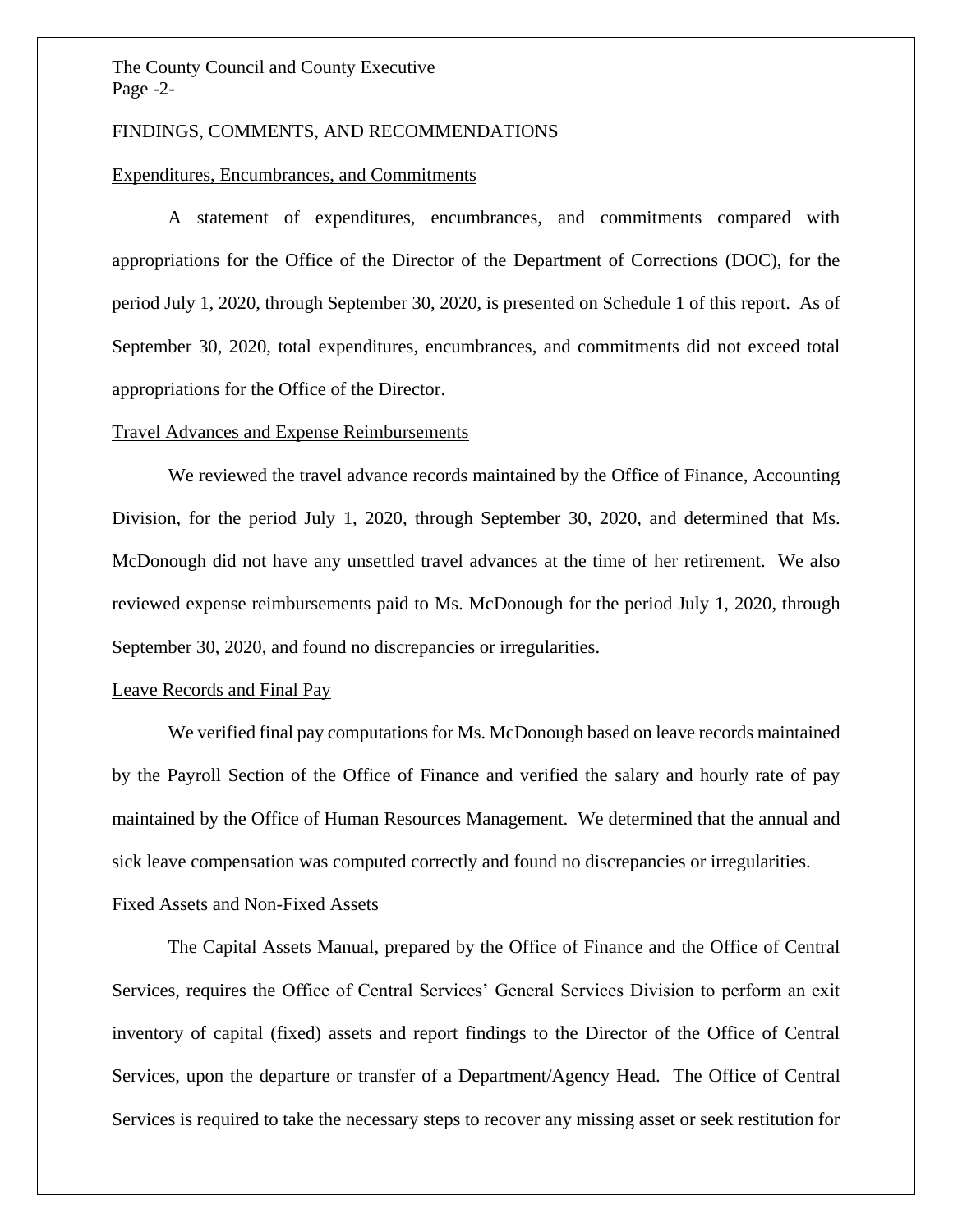## FINDINGS, COMMENTS, AND RECOMMENDATIONS

### Expenditures, Encumbrances, and Commitments

A statement of expenditures, encumbrances, and commitments compared with appropriations for the Office of the Director of the Department of Corrections (DOC), for the period July 1, 2020, through September 30, 2020, is presented on Schedule 1 of this report. As of September 30, 2020, total expenditures, encumbrances, and commitments did not exceed total appropriations for the Office of the Director.

### Travel Advances and Expense Reimbursements

We reviewed the travel advance records maintained by the Office of Finance, Accounting Division, for the period July 1, 2020, through September 30, 2020, and determined that Ms. McDonough did not have any unsettled travel advances at the time of her retirement. We also reviewed expense reimbursements paid to Ms. McDonough for the period July 1, 2020, through September 30, 2020, and found no discrepancies or irregularities.

### Leave Records and Final Pay

We verified final pay computations for Ms. McDonough based on leave records maintained by the Payroll Section of the Office of Finance and verified the salary and hourly rate of pay maintained by the Office of Human Resources Management. We determined that the annual and sick leave compensation was computed correctly and found no discrepancies or irregularities.

### Fixed Assets and Non-Fixed Assets

The Capital Assets Manual, prepared by the Office of Finance and the Office of Central Services, requires the Office of Central Services' General Services Division to perform an exit inventory of capital (fixed) assets and report findings to the Director of the Office of Central Services, upon the departure or transfer of a Department/Agency Head. The Office of Central Services is required to take the necessary steps to recover any missing asset or seek restitution for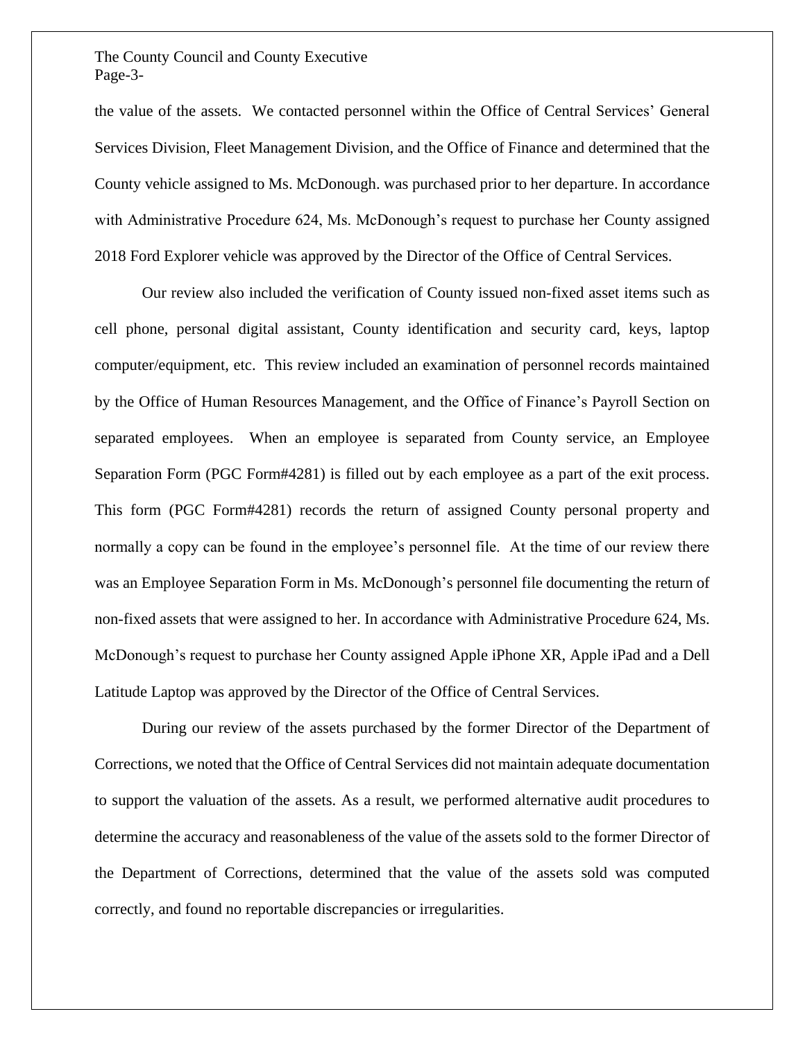the value of the assets. We contacted personnel within the Office of Central Services' General Services Division, Fleet Management Division, and the Office of Finance and determined that the County vehicle assigned to Ms. McDonough. was purchased prior to her departure. In accordance with Administrative Procedure 624, Ms. McDonough's request to purchase her County assigned 2018 Ford Explorer vehicle was approved by the Director of the Office of Central Services.

Our review also included the verification of County issued non-fixed asset items such as cell phone, personal digital assistant, County identification and security card, keys, laptop computer/equipment, etc. This review included an examination of personnel records maintained by the Office of Human Resources Management, and the Office of Finance's Payroll Section on separated employees. When an employee is separated from County service, an Employee Separation Form (PGC Form#4281) is filled out by each employee as a part of the exit process. This form (PGC Form#4281) records the return of assigned County personal property and normally a copy can be found in the employee's personnel file. At the time of our review there was an Employee Separation Form in Ms. McDonough's personnel file documenting the return of non-fixed assets that were assigned to her. In accordance with Administrative Procedure 624, Ms. McDonough's request to purchase her County assigned Apple iPhone XR, Apple iPad and a Dell Latitude Laptop was approved by the Director of the Office of Central Services.

During our review of the assets purchased by the former Director of the Department of Corrections, we noted that the Office of Central Services did not maintain adequate documentation to support the valuation of the assets. As a result, we performed alternative audit procedures to determine the accuracy and reasonableness of the value of the assets sold to the former Director of the Department of Corrections, determined that the value of the assets sold was computed correctly, and found no reportable discrepancies or irregularities.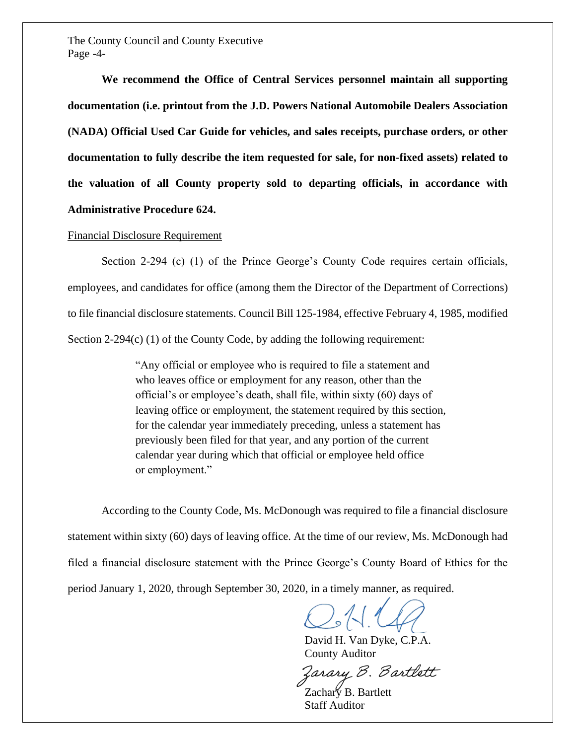**We recommend the Office of Central Services personnel maintain all supporting documentation (i.e. printout from the J.D. Powers National Automobile Dealers Association (NADA) Official Used Car Guide for vehicles, and sales receipts, purchase orders, or other documentation to fully describe the item requested for sale, for non-fixed assets) related to the valuation of all County property sold to departing officials, in accordance with Administrative Procedure 624.**

<u>Financial Disclosure Requirement</u>

Section 2-294 (c) (1) of the Prince George's County Code requires certain officials, employees, and candidates for office (among them the Director of the Department of Corrections) to file financial disclosure statements. Council Bill 125-1984, effective February 4, 1985, modified Section 2-294(c) (1) of the County Code, by adding the following requirement:

> "Any official or employee who is required to file a statement and who leaves office or employment for any reason, other than the official's or employee's death, shall file, within sixty (60) days of leaving office or employment, the statement required by this section, for the calendar year immediately preceding, unless a statement has previously been filed for that year, and any portion of the current calendar year during which that official or employee held office or employment."

According to the County Code, Ms. McDonough was required to file a financial disclosure statement within sixty (60) days of leaving office. At the time of our review, Ms. McDonough had filed a financial disclosure statement with the Prince George's County Board of Ethics for the period January 1, 2020, through September 30, 2020, in a timely manner, as required.

David H. Van Dyke, C.P.A.
County Auditor

Zachary B. Bartlett
Staff Auditor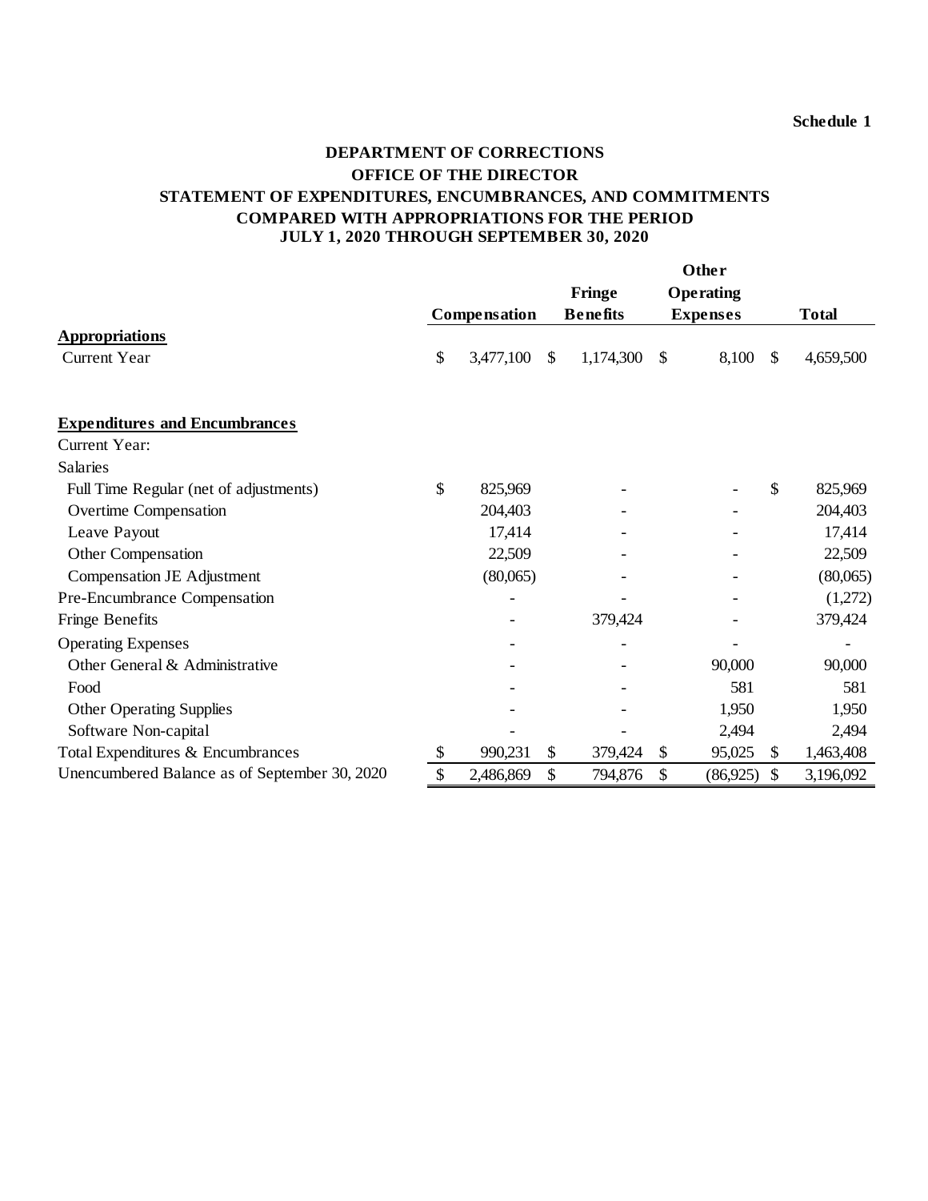**Schedule 1**

**DEPARTMENT OF CORRECTIONS**
**OFFICE OF THE DIRECTOR**
**STATEMENT OF EXPENDITURES, ENCUMBRANCES, AND COMMITMENTS**
**COMPARED WITH APPROPRIATIONS FOR THE PERIOD**
**JULY 1, 2020 THROUGH SEPTEMBER 30, 2020**

| | Compensation | Fringe Benefits | Other Operating Expenses | Total |
|---|---|---|---|---|
| **Appropriations** | | | | |
| Current Year | $ 3,477,100 | $ 1,174,300 | $ 8,100 | $ 4,659,500 |
| | | | | |
| **Expenditures and Encumbrances** | | | | |
| Current Year: | | | | |
| Salaries | | | | |
| Full Time Regular (net of adjustments) | $ 825,969 | - | - | $ 825,969 |
| Overtime Compensation | 204,403 | - | - | 204,403 |
| Leave Payout | 17,414 | - | - | 17,414 |
| Other Compensation | 22,509 | - | - | 22,509 |
| Compensation JE Adjustment | (80,065) | - | - | (80,065) |
| Pre-Encumbrance Compensation | - | - | - | (1,272) |
| Fringe Benefits | - | 379,424 | - | 379,424 |
| Operating Expenses | - | - | - | - |
| Other General & Administrative | - | - | 90,000 | 90,000 |
| Food | - | - | 581 | 581 |
| Other Operating Supplies | - | - | 1,950 | 1,950 |
| Software Non-capital | - | - | 2,494 | 2,494 |
| Total Expenditures & Encumbrances | $ 990,231 | $ 379,424 | $ 95,025 | $ 1,463,408 |
| Unencumbered Balance as of September 30, 2020 | $ 2,486,869 | $ 794,876 | $ (86,925) | $ 3,196,092 |